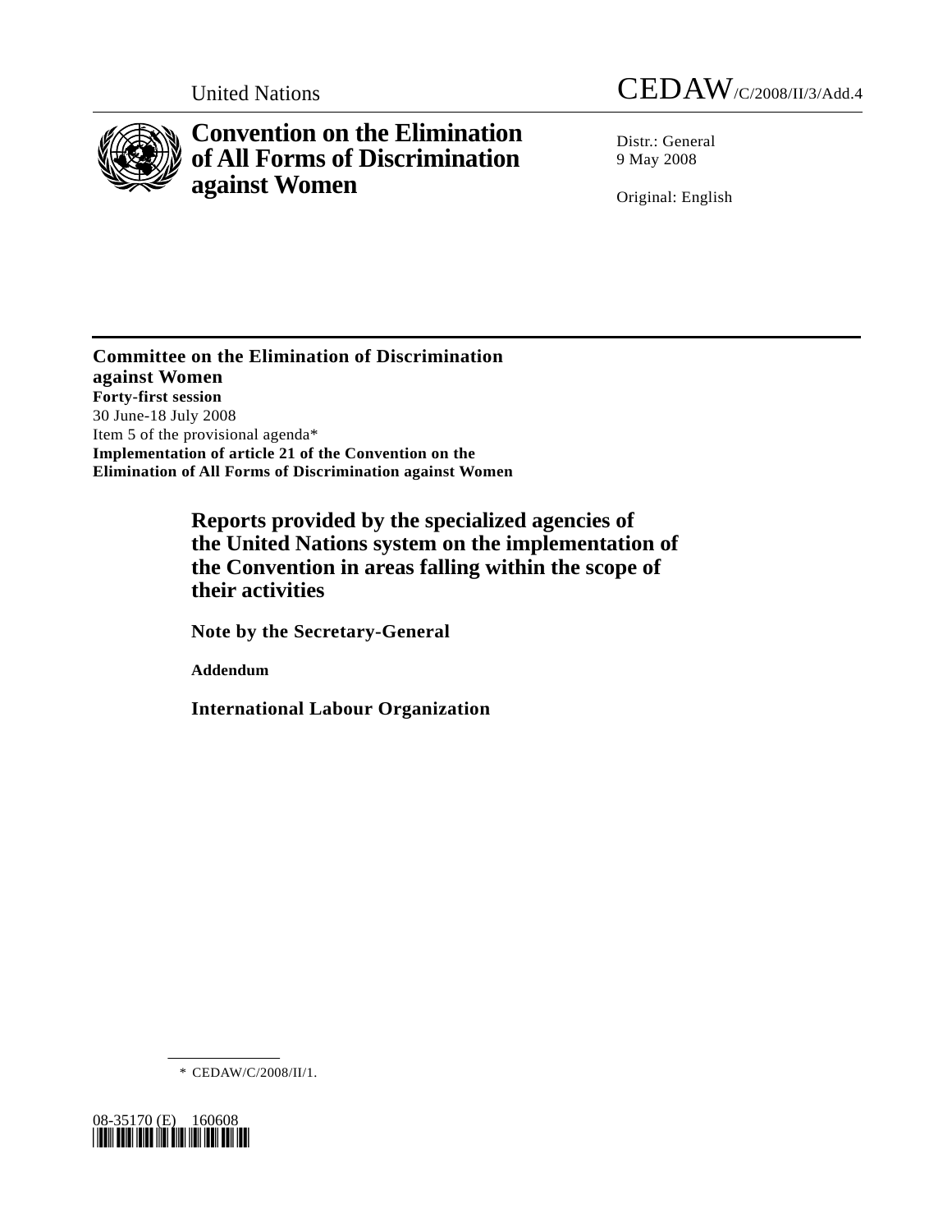United Nations CEDAW/C/2008/II/3/Add.4

# Convention on the Elimination of All Forms of Discrimination against Women

Distr.: General
9 May 2008

Original: English

**Committee on the Elimination of Discrimination against Women**
**Forty-first session**
30 June-18 July 2008
Item 5 of the provisional agenda*
**Implementation of article 21 of the Convention on the Elimination of All Forms of Discrimination against Women**

## Reports provided by the specialized agencies of the United Nations system on the implementation of the Convention in areas falling within the scope of their activities

### Note by the Secretary-General

**Addendum**

### International Labour Organization

\* CEDAW/C/2008/II/1.

08-35170 (E) 160608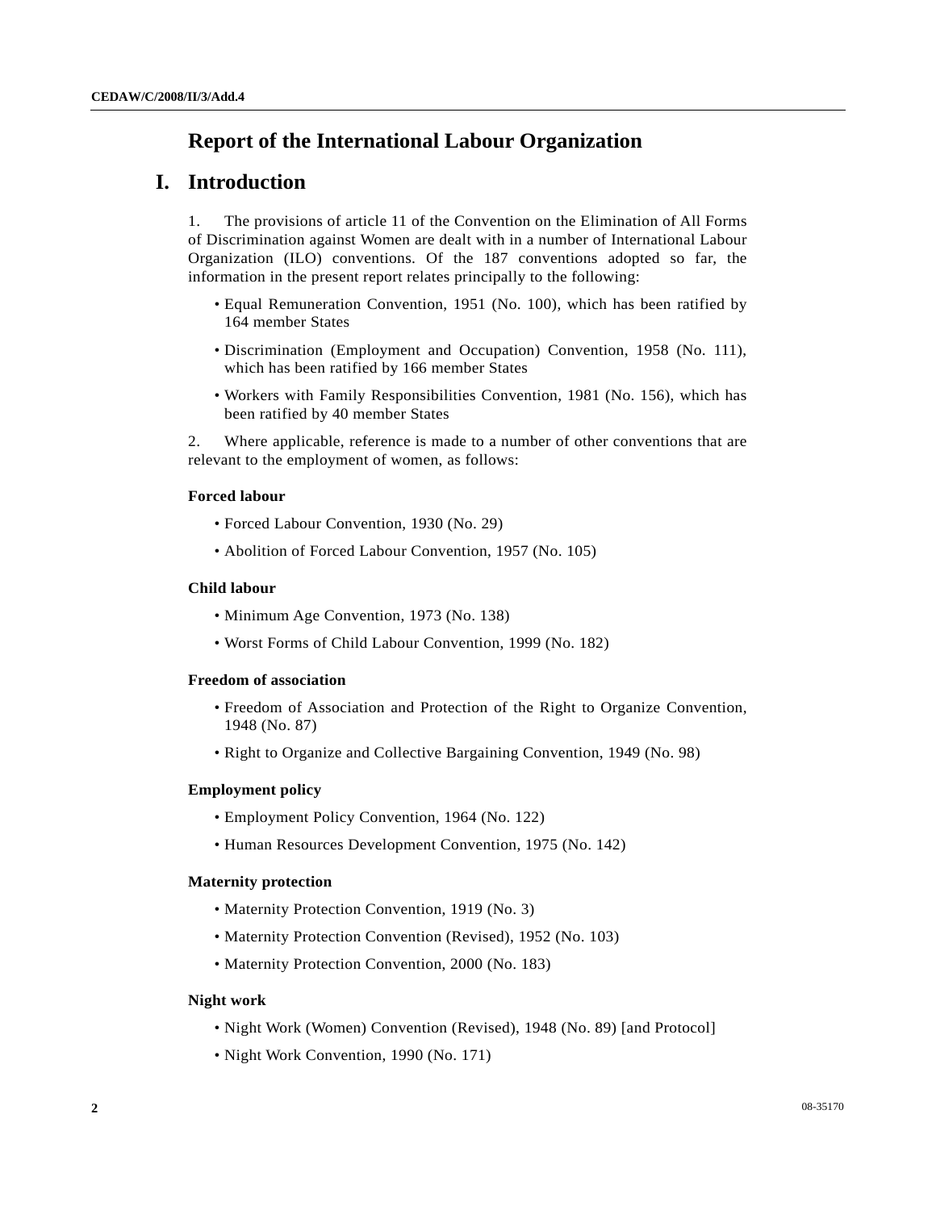# Report of the International Labour Organization

## I. Introduction

1. The provisions of article 11 of the Convention on the Elimination of All Forms of Discrimination against Women are dealt with in a number of International Labour Organization (ILO) conventions. Of the 187 conventions adopted so far, the information in the present report relates principally to the following:

- Equal Remuneration Convention, 1951 (No. 100), which has been ratified by 164 member States
- Discrimination (Employment and Occupation) Convention, 1958 (No. 111), which has been ratified by 166 member States
- Workers with Family Responsibilities Convention, 1981 (No. 156), which has been ratified by 40 member States

2. Where applicable, reference is made to a number of other conventions that are relevant to the employment of women, as follows:

**Forced labour**

- Forced Labour Convention, 1930 (No. 29)
- Abolition of Forced Labour Convention, 1957 (No. 105)

**Child labour**

- Minimum Age Convention, 1973 (No. 138)
- Worst Forms of Child Labour Convention, 1999 (No. 182)

**Freedom of association**

- Freedom of Association and Protection of the Right to Organize Convention, 1948 (No. 87)
- Right to Organize and Collective Bargaining Convention, 1949 (No. 98)

**Employment policy**

- Employment Policy Convention, 1964 (No. 122)
- Human Resources Development Convention, 1975 (No. 142)

**Maternity protection**

- Maternity Protection Convention, 1919 (No. 3)
- Maternity Protection Convention (Revised), 1952 (No. 103)
- Maternity Protection Convention, 2000 (No. 183)

**Night work**

- Night Work (Women) Convention (Revised), 1948 (No. 89) [and Protocol]
- Night Work Convention, 1990 (No. 171)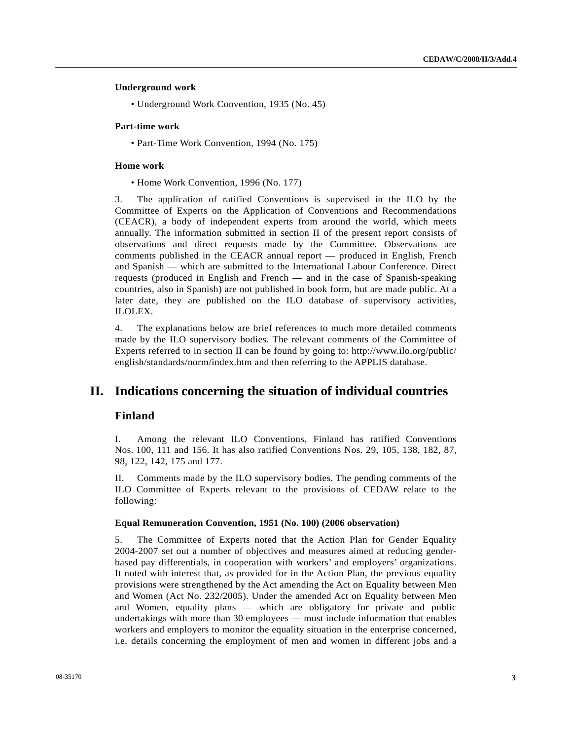**Underground work**

- Underground Work Convention, 1935 (No. 45)

**Part-time work**

- Part-Time Work Convention, 1994 (No. 175)

**Home work**

- Home Work Convention, 1996 (No. 177)

3. The application of ratified Conventions is supervised in the ILO by the Committee of Experts on the Application of Conventions and Recommendations (CEACR), a body of independent experts from around the world, which meets annually. The information submitted in section II of the present report consists of observations and direct requests made by the Committee. Observations are comments published in the CEACR annual report — produced in English, French and Spanish — which are submitted to the International Labour Conference. Direct requests (produced in English and French — and in the case of Spanish-speaking countries, also in Spanish) are not published in book form, but are made public. At a later date, they are published on the ILO database of supervisory activities, ILOLEX.

4. The explanations below are brief references to much more detailed comments made by the ILO supervisory bodies. The relevant comments of the Committee of Experts referred to in section II can be found by going to: http://www.ilo.org/public/english/standards/norm/index.htm and then referring to the APPLIS database.

# II. Indications concerning the situation of individual countries

## Finland

I. Among the relevant ILO Conventions, Finland has ratified Conventions Nos. 100, 111 and 156. It has also ratified Conventions Nos. 29, 105, 138, 182, 87, 98, 122, 142, 175 and 177.

II. Comments made by the ILO supervisory bodies. The pending comments of the ILO Committee of Experts relevant to the provisions of CEDAW relate to the following:

**Equal Remuneration Convention, 1951 (No. 100) (2006 observation)**

5. The Committee of Experts noted that the Action Plan for Gender Equality 2004-2007 set out a number of objectives and measures aimed at reducing gender-based pay differentials, in cooperation with workers' and employers' organizations. It noted with interest that, as provided for in the Action Plan, the previous equality provisions were strengthened by the Act amending the Act on Equality between Men and Women (Act No. 232/2005). Under the amended Act on Equality between Men and Women, equality plans — which are obligatory for private and public undertakings with more than 30 employees — must include information that enables workers and employers to monitor the equality situation in the enterprise concerned, i.e. details concerning the employment of men and women in different jobs and a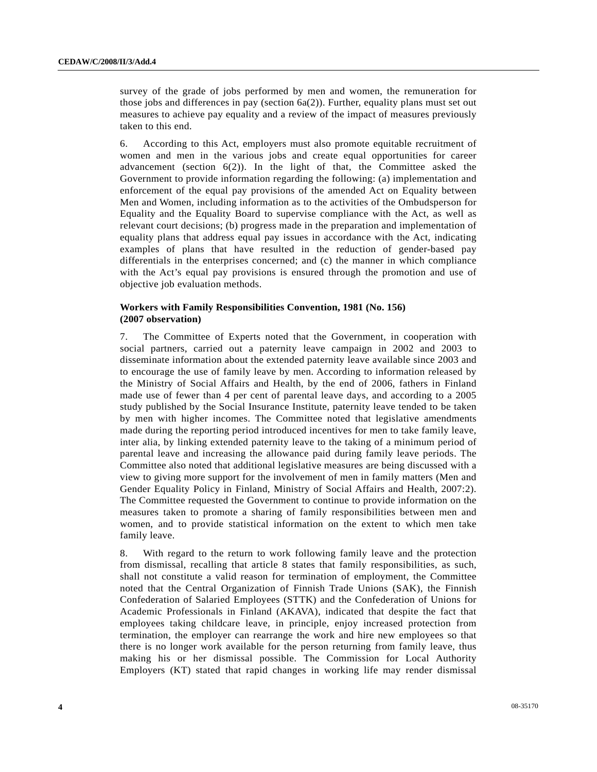survey of the grade of jobs performed by men and women, the remuneration for those jobs and differences in pay (section 6a(2)). Further, equality plans must set out measures to achieve pay equality and a review of the impact of measures previously taken to this end.

6. According to this Act, employers must also promote equitable recruitment of women and men in the various jobs and create equal opportunities for career advancement (section 6(2)). In the light of that, the Committee asked the Government to provide information regarding the following: (a) implementation and enforcement of the equal pay provisions of the amended Act on Equality between Men and Women, including information as to the activities of the Ombudsperson for Equality and the Equality Board to supervise compliance with the Act, as well as relevant court decisions; (b) progress made in the preparation and implementation of equality plans that address equal pay issues in accordance with the Act, indicating examples of plans that have resulted in the reduction of gender-based pay differentials in the enterprises concerned; and (c) the manner in which compliance with the Act's equal pay provisions is ensured through the promotion and use of objective job evaluation methods.

**Workers with Family Responsibilities Convention, 1981 (No. 156) (2007 observation)**

7. The Committee of Experts noted that the Government, in cooperation with social partners, carried out a paternity leave campaign in 2002 and 2003 to disseminate information about the extended paternity leave available since 2003 and to encourage the use of family leave by men. According to information released by the Ministry of Social Affairs and Health, by the end of 2006, fathers in Finland made use of fewer than 4 per cent of parental leave days, and according to a 2005 study published by the Social Insurance Institute, paternity leave tended to be taken by men with higher incomes. The Committee noted that legislative amendments made during the reporting period introduced incentives for men to take family leave, inter alia, by linking extended paternity leave to the taking of a minimum period of parental leave and increasing the allowance paid during family leave periods. The Committee also noted that additional legislative measures are being discussed with a view to giving more support for the involvement of men in family matters (Men and Gender Equality Policy in Finland, Ministry of Social Affairs and Health, 2007:2). The Committee requested the Government to continue to provide information on the measures taken to promote a sharing of family responsibilities between men and women, and to provide statistical information on the extent to which men take family leave.

8. With regard to the return to work following family leave and the protection from dismissal, recalling that article 8 states that family responsibilities, as such, shall not constitute a valid reason for termination of employment, the Committee noted that the Central Organization of Finnish Trade Unions (SAK), the Finnish Confederation of Salaried Employees (STTK) and the Confederation of Unions for Academic Professionals in Finland (AKAVA), indicated that despite the fact that employees taking childcare leave, in principle, enjoy increased protection from termination, the employer can rearrange the work and hire new employees so that there is no longer work available for the person returning from family leave, thus making his or her dismissal possible. The Commission for Local Authority Employers (KT) stated that rapid changes in working life may render dismissal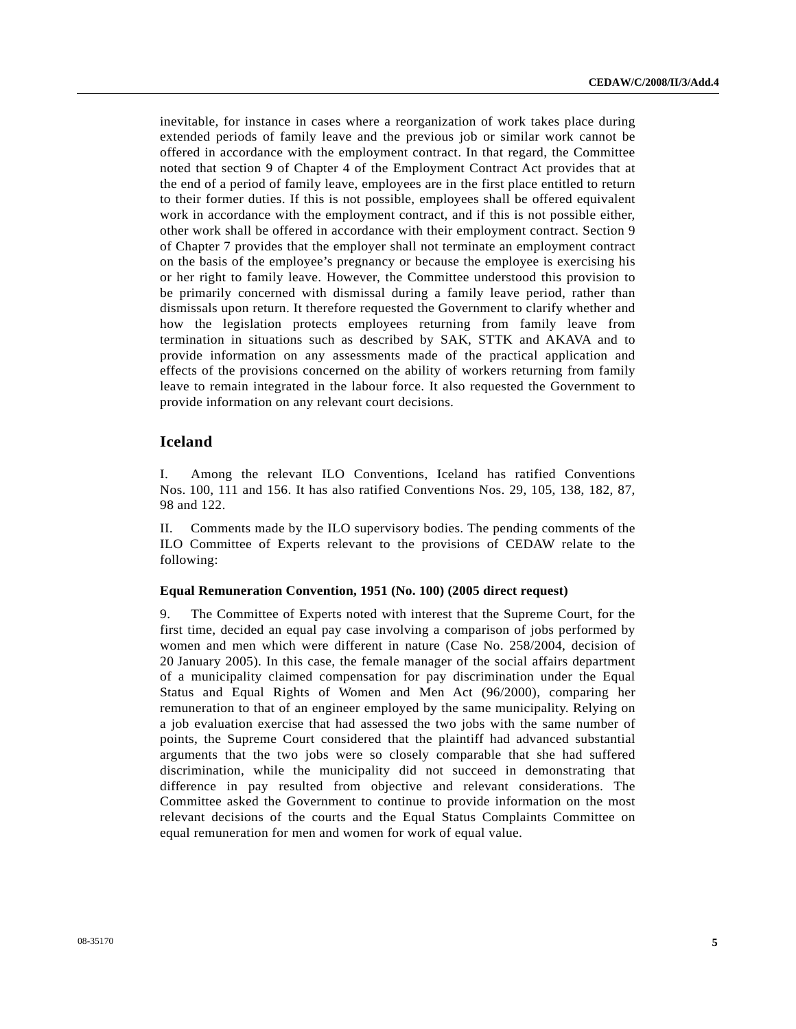inevitable, for instance in cases where a reorganization of work takes place during extended periods of family leave and the previous job or similar work cannot be offered in accordance with the employment contract. In that regard, the Committee noted that section 9 of Chapter 4 of the Employment Contract Act provides that at the end of a period of family leave, employees are in the first place entitled to return to their former duties. If this is not possible, employees shall be offered equivalent work in accordance with the employment contract, and if this is not possible either, other work shall be offered in accordance with their employment contract. Section 9 of Chapter 7 provides that the employer shall not terminate an employment contract on the basis of the employee's pregnancy or because the employee is exercising his or her right to family leave. However, the Committee understood this provision to be primarily concerned with dismissal during a family leave period, rather than dismissals upon return. It therefore requested the Government to clarify whether and how the legislation protects employees returning from family leave from termination in situations such as described by SAK, STTK and AKAVA and to provide information on any assessments made of the practical application and effects of the provisions concerned on the ability of workers returning from family leave to remain integrated in the labour force. It also requested the Government to provide information on any relevant court decisions.

## Iceland

I. Among the relevant ILO Conventions, Iceland has ratified Conventions Nos. 100, 111 and 156. It has also ratified Conventions Nos. 29, 105, 138, 182, 87, 98 and 122.

II. Comments made by the ILO supervisory bodies. The pending comments of the ILO Committee of Experts relevant to the provisions of CEDAW relate to the following:

### Equal Remuneration Convention, 1951 (No. 100) (2005 direct request)

9. The Committee of Experts noted with interest that the Supreme Court, for the first time, decided an equal pay case involving a comparison of jobs performed by women and men which were different in nature (Case No. 258/2004, decision of 20 January 2005). In this case, the female manager of the social affairs department of a municipality claimed compensation for pay discrimination under the Equal Status and Equal Rights of Women and Men Act (96/2000), comparing her remuneration to that of an engineer employed by the same municipality. Relying on a job evaluation exercise that had assessed the two jobs with the same number of points, the Supreme Court considered that the plaintiff had advanced substantial arguments that the two jobs were so closely comparable that she had suffered discrimination, while the municipality did not succeed in demonstrating that difference in pay resulted from objective and relevant considerations. The Committee asked the Government to continue to provide information on the most relevant decisions of the courts and the Equal Status Complaints Committee on equal remuneration for men and women for work of equal value.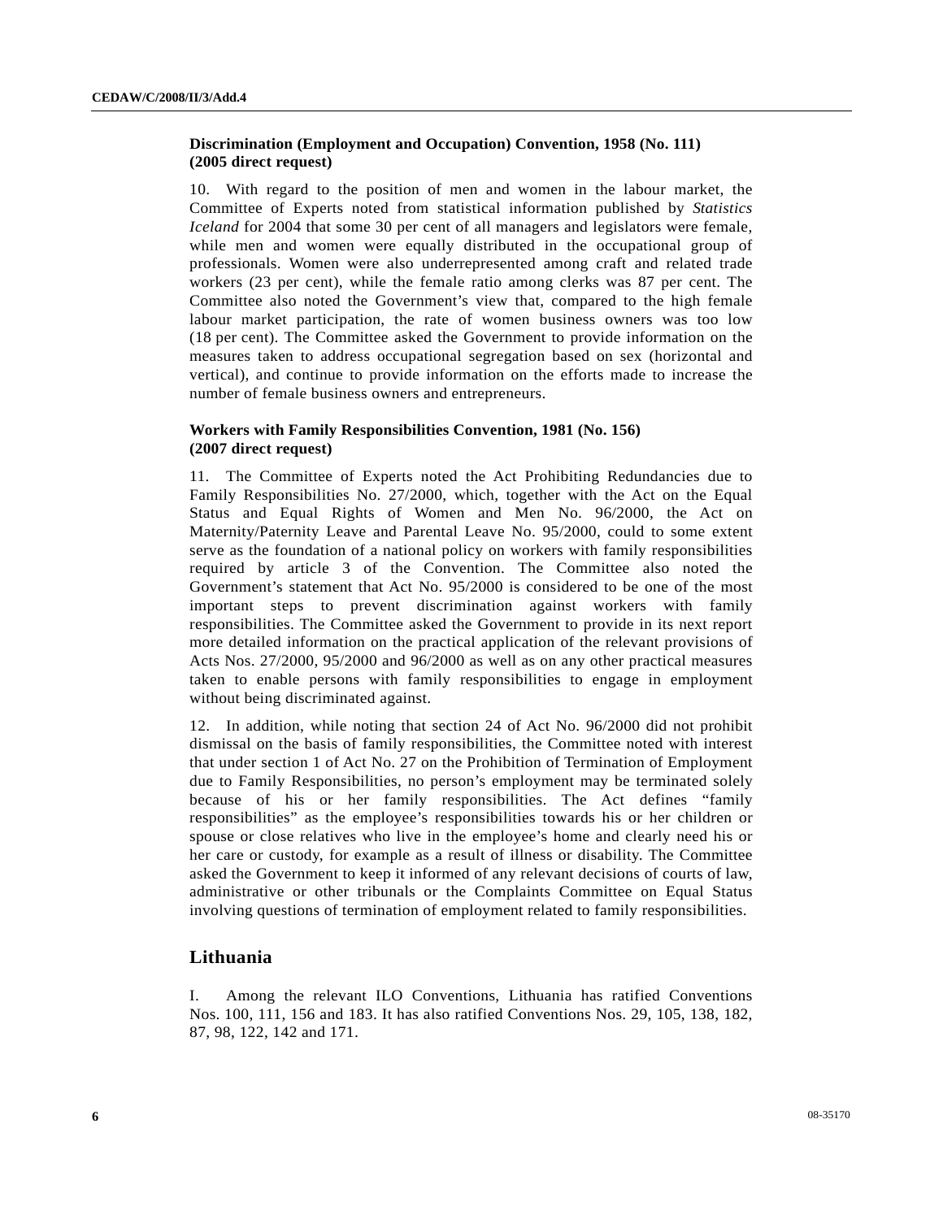**Discrimination (Employment and Occupation) Convention, 1958 (No. 111) (2005 direct request)**

10. With regard to the position of men and women in the labour market, the Committee of Experts noted from statistical information published by *Statistics Iceland* for 2004 that some 30 per cent of all managers and legislators were female, while men and women were equally distributed in the occupational group of professionals. Women were also underrepresented among craft and related trade workers (23 per cent), while the female ratio among clerks was 87 per cent. The Committee also noted the Government's view that, compared to the high female labour market participation, the rate of women business owners was too low (18 per cent). The Committee asked the Government to provide information on the measures taken to address occupational segregation based on sex (horizontal and vertical), and continue to provide information on the efforts made to increase the number of female business owners and entrepreneurs.

**Workers with Family Responsibilities Convention, 1981 (No. 156) (2007 direct request)**

11. The Committee of Experts noted the Act Prohibiting Redundancies due to Family Responsibilities No. 27/2000, which, together with the Act on the Equal Status and Equal Rights of Women and Men No. 96/2000, the Act on Maternity/Paternity Leave and Parental Leave No. 95/2000, could to some extent serve as the foundation of a national policy on workers with family responsibilities required by article 3 of the Convention. The Committee also noted the Government's statement that Act No. 95/2000 is considered to be one of the most important steps to prevent discrimination against workers with family responsibilities. The Committee asked the Government to provide in its next report more detailed information on the practical application of the relevant provisions of Acts Nos. 27/2000, 95/2000 and 96/2000 as well as on any other practical measures taken to enable persons with family responsibilities to engage in employment without being discriminated against.

12. In addition, while noting that section 24 of Act No. 96/2000 did not prohibit dismissal on the basis of family responsibilities, the Committee noted with interest that under section 1 of Act No. 27 on the Prohibition of Termination of Employment due to Family Responsibilities, no person's employment may be terminated solely because of his or her family responsibilities. The Act defines "family responsibilities" as the employee's responsibilities towards his or her children or spouse or close relatives who live in the employee's home and clearly need his or her care or custody, for example as a result of illness or disability. The Committee asked the Government to keep it informed of any relevant decisions of courts of law, administrative or other tribunals or the Complaints Committee on Equal Status involving questions of termination of employment related to family responsibilities.

## Lithuania

I. Among the relevant ILO Conventions, Lithuania has ratified Conventions Nos. 100, 111, 156 and 183. It has also ratified Conventions Nos. 29, 105, 138, 182, 87, 98, 122, 142 and 171.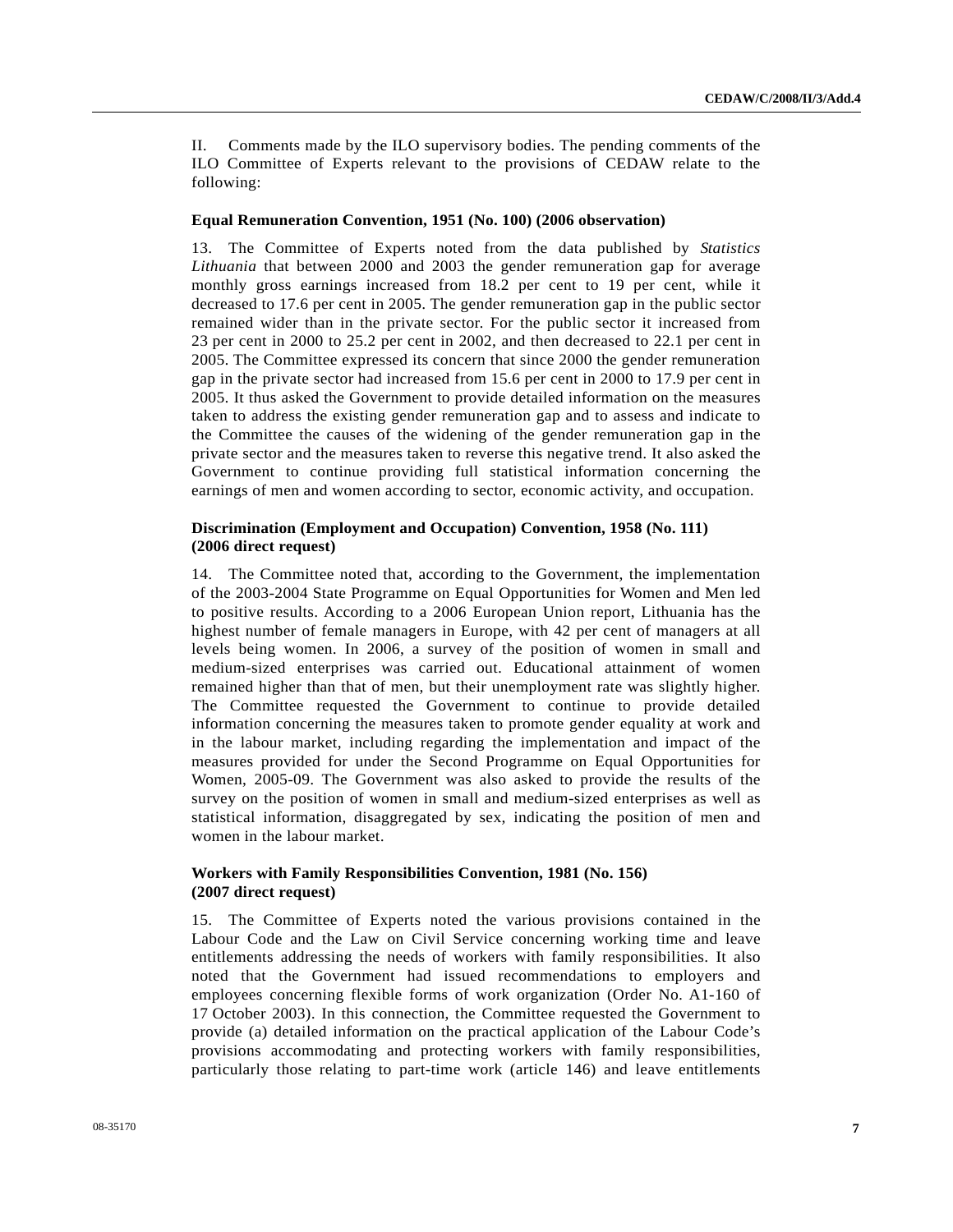II. Comments made by the ILO supervisory bodies. The pending comments of the ILO Committee of Experts relevant to the provisions of CEDAW relate to the following:

**Equal Remuneration Convention, 1951 (No. 100) (2006 observation)**

13. The Committee of Experts noted from the data published by *Statistics Lithuania* that between 2000 and 2003 the gender remuneration gap for average monthly gross earnings increased from 18.2 per cent to 19 per cent, while it decreased to 17.6 per cent in 2005. The gender remuneration gap in the public sector remained wider than in the private sector. For the public sector it increased from 23 per cent in 2000 to 25.2 per cent in 2002, and then decreased to 22.1 per cent in 2005. The Committee expressed its concern that since 2000 the gender remuneration gap in the private sector had increased from 15.6 per cent in 2000 to 17.9 per cent in 2005. It thus asked the Government to provide detailed information on the measures taken to address the existing gender remuneration gap and to assess and indicate to the Committee the causes of the widening of the gender remuneration gap in the private sector and the measures taken to reverse this negative trend. It also asked the Government to continue providing full statistical information concerning the earnings of men and women according to sector, economic activity, and occupation.

**Discrimination (Employment and Occupation) Convention, 1958 (No. 111) (2006 direct request)**

14. The Committee noted that, according to the Government, the implementation of the 2003-2004 State Programme on Equal Opportunities for Women and Men led to positive results. According to a 2006 European Union report, Lithuania has the highest number of female managers in Europe, with 42 per cent of managers at all levels being women. In 2006, a survey of the position of women in small and medium-sized enterprises was carried out. Educational attainment of women remained higher than that of men, but their unemployment rate was slightly higher. The Committee requested the Government to continue to provide detailed information concerning the measures taken to promote gender equality at work and in the labour market, including regarding the implementation and impact of the measures provided for under the Second Programme on Equal Opportunities for Women, 2005-09. The Government was also asked to provide the results of the survey on the position of women in small and medium-sized enterprises as well as statistical information, disaggregated by sex, indicating the position of men and women in the labour market.

**Workers with Family Responsibilities Convention, 1981 (No. 156) (2007 direct request)**

15. The Committee of Experts noted the various provisions contained in the Labour Code and the Law on Civil Service concerning working time and leave entitlements addressing the needs of workers with family responsibilities. It also noted that the Government had issued recommendations to employers and employees concerning flexible forms of work organization (Order No. A1-160 of 17 October 2003). In this connection, the Committee requested the Government to provide (a) detailed information on the practical application of the Labour Code's provisions accommodating and protecting workers with family responsibilities, particularly those relating to part-time work (article 146) and leave entitlements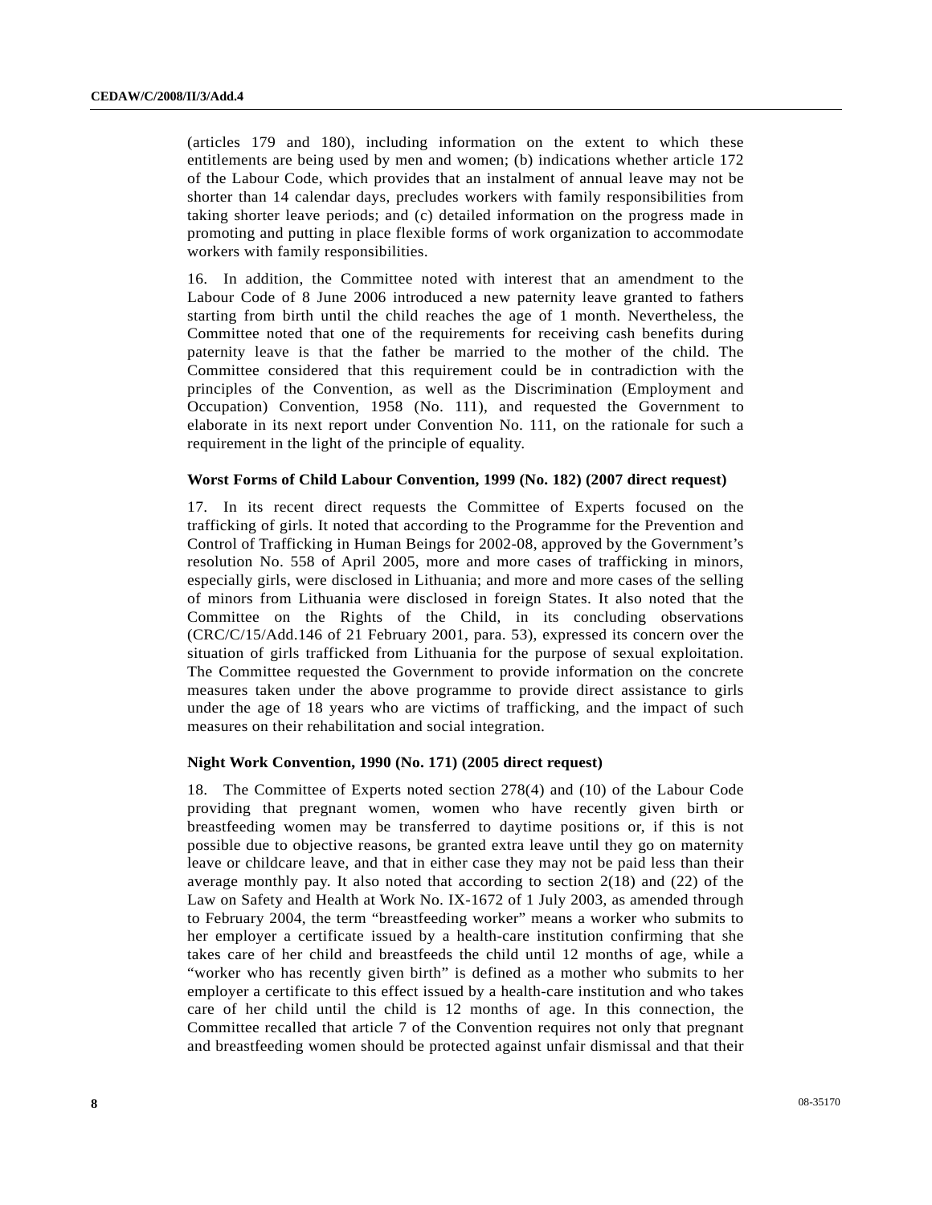(articles 179 and 180), including information on the extent to which these entitlements are being used by men and women; (b) indications whether article 172 of the Labour Code, which provides that an instalment of annual leave may not be shorter than 14 calendar days, precludes workers with family responsibilities from taking shorter leave periods; and (c) detailed information on the progress made in promoting and putting in place flexible forms of work organization to accommodate workers with family responsibilities.

16. In addition, the Committee noted with interest that an amendment to the Labour Code of 8 June 2006 introduced a new paternity leave granted to fathers starting from birth until the child reaches the age of 1 month. Nevertheless, the Committee noted that one of the requirements for receiving cash benefits during paternity leave is that the father be married to the mother of the child. The Committee considered that this requirement could be in contradiction with the principles of the Convention, as well as the Discrimination (Employment and Occupation) Convention, 1958 (No. 111), and requested the Government to elaborate in its next report under Convention No. 111, on the rationale for such a requirement in the light of the principle of equality.

**Worst Forms of Child Labour Convention, 1999 (No. 182) (2007 direct request)**

17. In its recent direct requests the Committee of Experts focused on the trafficking of girls. It noted that according to the Programme for the Prevention and Control of Trafficking in Human Beings for 2002-08, approved by the Government's resolution No. 558 of April 2005, more and more cases of trafficking in minors, especially girls, were disclosed in Lithuania; and more and more cases of the selling of minors from Lithuania were disclosed in foreign States. It also noted that the Committee on the Rights of the Child, in its concluding observations (CRC/C/15/Add.146 of 21 February 2001, para. 53), expressed its concern over the situation of girls trafficked from Lithuania for the purpose of sexual exploitation. The Committee requested the Government to provide information on the concrete measures taken under the above programme to provide direct assistance to girls under the age of 18 years who are victims of trafficking, and the impact of such measures on their rehabilitation and social integration.

**Night Work Convention, 1990 (No. 171) (2005 direct request)**

18. The Committee of Experts noted section 278(4) and (10) of the Labour Code providing that pregnant women, women who have recently given birth or breastfeeding women may be transferred to daytime positions or, if this is not possible due to objective reasons, be granted extra leave until they go on maternity leave or childcare leave, and that in either case they may not be paid less than their average monthly pay. It also noted that according to section 2(18) and (22) of the Law on Safety and Health at Work No. IX-1672 of 1 July 2003, as amended through to February 2004, the term "breastfeeding worker" means a worker who submits to her employer a certificate issued by a health-care institution confirming that she takes care of her child and breastfeeds the child until 12 months of age, while a "worker who has recently given birth" is defined as a mother who submits to her employer a certificate to this effect issued by a health-care institution and who takes care of her child until the child is 12 months of age. In this connection, the Committee recalled that article 7 of the Convention requires not only that pregnant and breastfeeding women should be protected against unfair dismissal and that their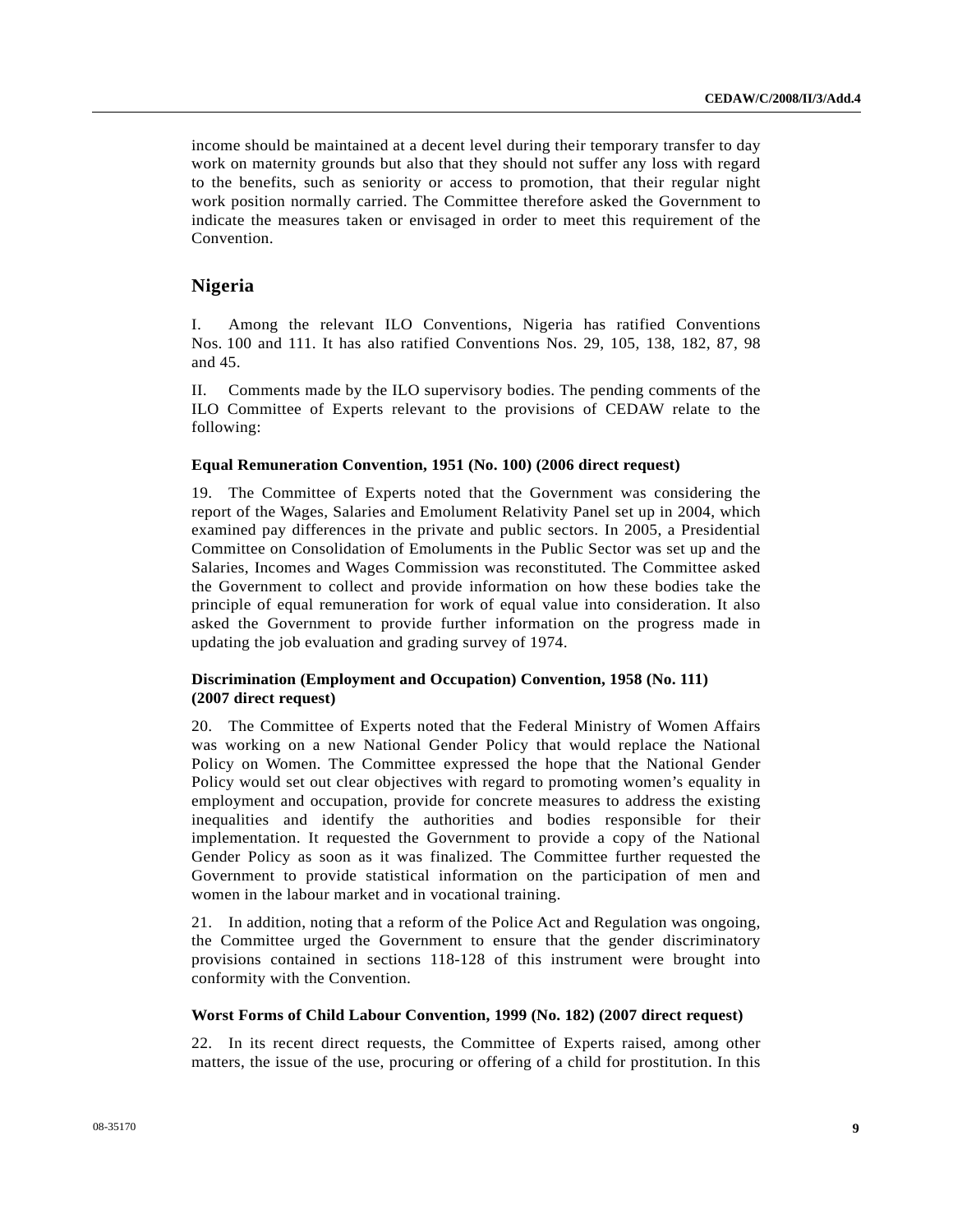income should be maintained at a decent level during their temporary transfer to day work on maternity grounds but also that they should not suffer any loss with regard to the benefits, such as seniority or access to promotion, that their regular night work position normally carried. The Committee therefore asked the Government to indicate the measures taken or envisaged in order to meet this requirement of the Convention.

## Nigeria

I. Among the relevant ILO Conventions, Nigeria has ratified Conventions Nos. 100 and 111. It has also ratified Conventions Nos. 29, 105, 138, 182, 87, 98 and 45.

II. Comments made by the ILO supervisory bodies. The pending comments of the ILO Committee of Experts relevant to the provisions of CEDAW relate to the following:

#### Equal Remuneration Convention, 1951 (No. 100) (2006 direct request)

19. The Committee of Experts noted that the Government was considering the report of the Wages, Salaries and Emolument Relativity Panel set up in 2004, which examined pay differences in the private and public sectors. In 2005, a Presidential Committee on Consolidation of Emoluments in the Public Sector was set up and the Salaries, Incomes and Wages Commission was reconstituted. The Committee asked the Government to collect and provide information on how these bodies take the principle of equal remuneration for work of equal value into consideration. It also asked the Government to provide further information on the progress made in updating the job evaluation and grading survey of 1974.

#### Discrimination (Employment and Occupation) Convention, 1958 (No. 111) (2007 direct request)

20. The Committee of Experts noted that the Federal Ministry of Women Affairs was working on a new National Gender Policy that would replace the National Policy on Women. The Committee expressed the hope that the National Gender Policy would set out clear objectives with regard to promoting women's equality in employment and occupation, provide for concrete measures to address the existing inequalities and identify the authorities and bodies responsible for their implementation. It requested the Government to provide a copy of the National Gender Policy as soon as it was finalized. The Committee further requested the Government to provide statistical information on the participation of men and women in the labour market and in vocational training.

21. In addition, noting that a reform of the Police Act and Regulation was ongoing, the Committee urged the Government to ensure that the gender discriminatory provisions contained in sections 118-128 of this instrument were brought into conformity with the Convention.

#### Worst Forms of Child Labour Convention, 1999 (No. 182) (2007 direct request)

22. In its recent direct requests, the Committee of Experts raised, among other matters, the issue of the use, procuring or offering of a child for prostitution. In this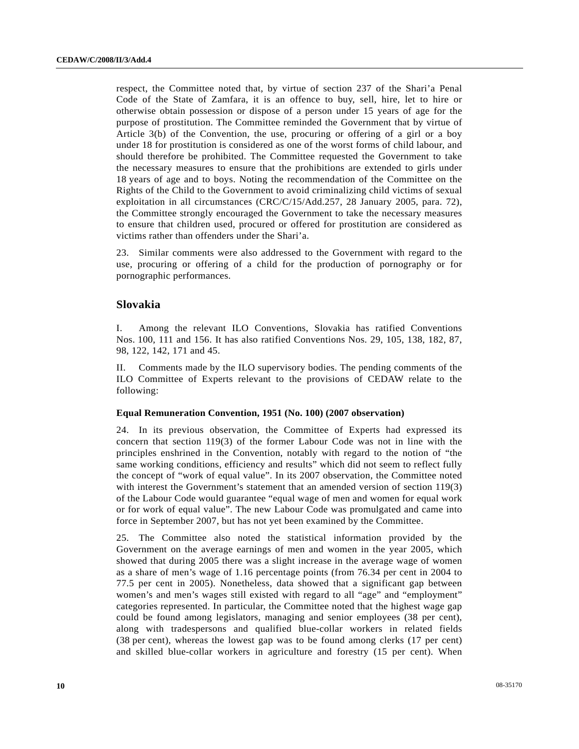respect, the Committee noted that, by virtue of section 237 of the Shari'a Penal Code of the State of Zamfara, it is an offence to buy, sell, hire, let to hire or otherwise obtain possession or dispose of a person under 15 years of age for the purpose of prostitution. The Committee reminded the Government that by virtue of Article 3(b) of the Convention, the use, procuring or offering of a girl or a boy under 18 for prostitution is considered as one of the worst forms of child labour, and should therefore be prohibited. The Committee requested the Government to take the necessary measures to ensure that the prohibitions are extended to girls under 18 years of age and to boys. Noting the recommendation of the Committee on the Rights of the Child to the Government to avoid criminalizing child victims of sexual exploitation in all circumstances (CRC/C/15/Add.257, 28 January 2005, para. 72), the Committee strongly encouraged the Government to take the necessary measures to ensure that children used, procured or offered for prostitution are considered as victims rather than offenders under the Shari'a.

23. Similar comments were also addressed to the Government with regard to the use, procuring or offering of a child for the production of pornography or for pornographic performances.

## Slovakia

I. Among the relevant ILO Conventions, Slovakia has ratified Conventions Nos. 100, 111 and 156. It has also ratified Conventions Nos. 29, 105, 138, 182, 87, 98, 122, 142, 171 and 45.

II. Comments made by the ILO supervisory bodies. The pending comments of the ILO Committee of Experts relevant to the provisions of CEDAW relate to the following:

### Equal Remuneration Convention, 1951 (No. 100) (2007 observation)

24. In its previous observation, the Committee of Experts had expressed its concern that section 119(3) of the former Labour Code was not in line with the principles enshrined in the Convention, notably with regard to the notion of "the same working conditions, efficiency and results" which did not seem to reflect fully the concept of "work of equal value". In its 2007 observation, the Committee noted with interest the Government's statement that an amended version of section 119(3) of the Labour Code would guarantee "equal wage of men and women for equal work or for work of equal value". The new Labour Code was promulgated and came into force in September 2007, but has not yet been examined by the Committee.

25. The Committee also noted the statistical information provided by the Government on the average earnings of men and women in the year 2005, which showed that during 2005 there was a slight increase in the average wage of women as a share of men's wage of 1.16 percentage points (from 76.34 per cent in 2004 to 77.5 per cent in 2005). Nonetheless, data showed that a significant gap between women's and men's wages still existed with regard to all "age" and "employment" categories represented. In particular, the Committee noted that the highest wage gap could be found among legislators, managing and senior employees (38 per cent), along with tradespersons and qualified blue-collar workers in related fields (38 per cent), whereas the lowest gap was to be found among clerks (17 per cent) and skilled blue-collar workers in agriculture and forestry (15 per cent). When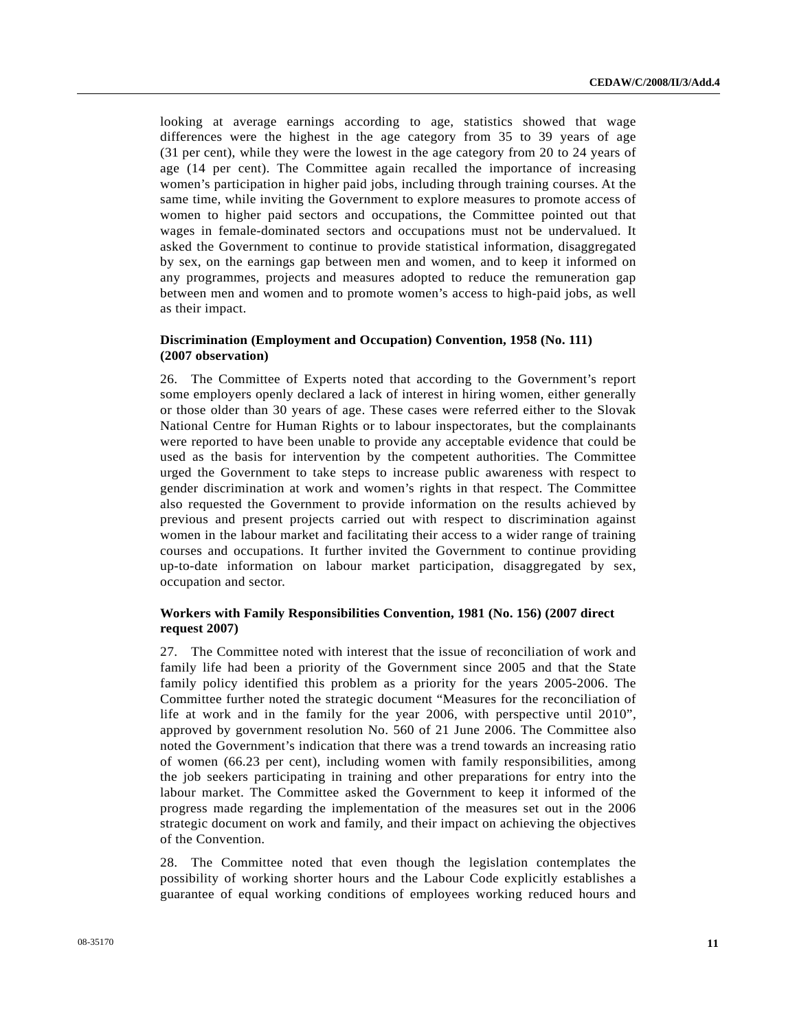looking at average earnings according to age, statistics showed that wage differences were the highest in the age category from 35 to 39 years of age (31 per cent), while they were the lowest in the age category from 20 to 24 years of age (14 per cent). The Committee again recalled the importance of increasing women's participation in higher paid jobs, including through training courses. At the same time, while inviting the Government to explore measures to promote access of women to higher paid sectors and occupations, the Committee pointed out that wages in female-dominated sectors and occupations must not be undervalued. It asked the Government to continue to provide statistical information, disaggregated by sex, on the earnings gap between men and women, and to keep it informed on any programmes, projects and measures adopted to reduce the remuneration gap between men and women and to promote women's access to high-paid jobs, as well as their impact.

### Discrimination (Employment and Occupation) Convention, 1958 (No. 111) (2007 observation)

26. The Committee of Experts noted that according to the Government's report some employers openly declared a lack of interest in hiring women, either generally or those older than 30 years of age. These cases were referred either to the Slovak National Centre for Human Rights or to labour inspectorates, but the complainants were reported to have been unable to provide any acceptable evidence that could be used as the basis for intervention by the competent authorities. The Committee urged the Government to take steps to increase public awareness with respect to gender discrimination at work and women's rights in that respect. The Committee also requested the Government to provide information on the results achieved by previous and present projects carried out with respect to discrimination against women in the labour market and facilitating their access to a wider range of training courses and occupations. It further invited the Government to continue providing up-to-date information on labour market participation, disaggregated by sex, occupation and sector.

### Workers with Family Responsibilities Convention, 1981 (No. 156) (2007 direct request 2007)

27. The Committee noted with interest that the issue of reconciliation of work and family life had been a priority of the Government since 2005 and that the State family policy identified this problem as a priority for the years 2005-2006. The Committee further noted the strategic document "Measures for the reconciliation of life at work and in the family for the year 2006, with perspective until 2010", approved by government resolution No. 560 of 21 June 2006. The Committee also noted the Government's indication that there was a trend towards an increasing ratio of women (66.23 per cent), including women with family responsibilities, among the job seekers participating in training and other preparations for entry into the labour market. The Committee asked the Government to keep it informed of the progress made regarding the implementation of the measures set out in the 2006 strategic document on work and family, and their impact on achieving the objectives of the Convention.

28. The Committee noted that even though the legislation contemplates the possibility of working shorter hours and the Labour Code explicitly establishes a guarantee of equal working conditions of employees working reduced hours and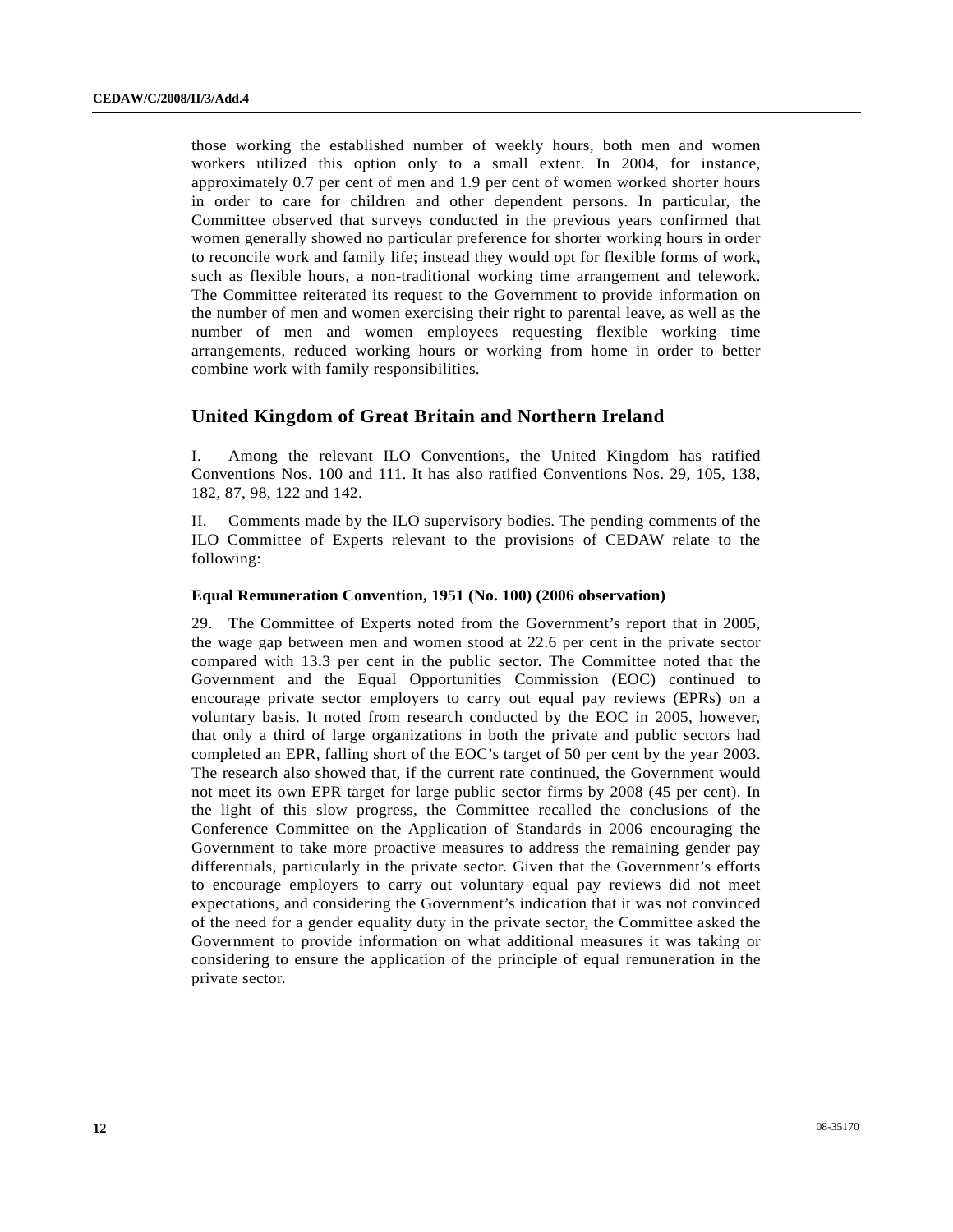those working the established number of weekly hours, both men and women workers utilized this option only to a small extent. In 2004, for instance, approximately 0.7 per cent of men and 1.9 per cent of women worked shorter hours in order to care for children and other dependent persons. In particular, the Committee observed that surveys conducted in the previous years confirmed that women generally showed no particular preference for shorter working hours in order to reconcile work and family life; instead they would opt for flexible forms of work, such as flexible hours, a non-traditional working time arrangement and telework. The Committee reiterated its request to the Government to provide information on the number of men and women exercising their right to parental leave, as well as the number of men and women employees requesting flexible working time arrangements, reduced working hours or working from home in order to better combine work with family responsibilities.

## United Kingdom of Great Britain and Northern Ireland

I. Among the relevant ILO Conventions, the United Kingdom has ratified Conventions Nos. 100 and 111. It has also ratified Conventions Nos. 29, 105, 138, 182, 87, 98, 122 and 142.

II. Comments made by the ILO supervisory bodies. The pending comments of the ILO Committee of Experts relevant to the provisions of CEDAW relate to the following:

### Equal Remuneration Convention, 1951 (No. 100) (2006 observation)

29. The Committee of Experts noted from the Government's report that in 2005, the wage gap between men and women stood at 22.6 per cent in the private sector compared with 13.3 per cent in the public sector. The Committee noted that the Government and the Equal Opportunities Commission (EOC) continued to encourage private sector employers to carry out equal pay reviews (EPRs) on a voluntary basis. It noted from research conducted by the EOC in 2005, however, that only a third of large organizations in both the private and public sectors had completed an EPR, falling short of the EOC's target of 50 per cent by the year 2003. The research also showed that, if the current rate continued, the Government would not meet its own EPR target for large public sector firms by 2008 (45 per cent). In the light of this slow progress, the Committee recalled the conclusions of the Conference Committee on the Application of Standards in 2006 encouraging the Government to take more proactive measures to address the remaining gender pay differentials, particularly in the private sector. Given that the Government's efforts to encourage employers to carry out voluntary equal pay reviews did not meet expectations, and considering the Government's indication that it was not convinced of the need for a gender equality duty in the private sector, the Committee asked the Government to provide information on what additional measures it was taking or considering to ensure the application of the principle of equal remuneration in the private sector.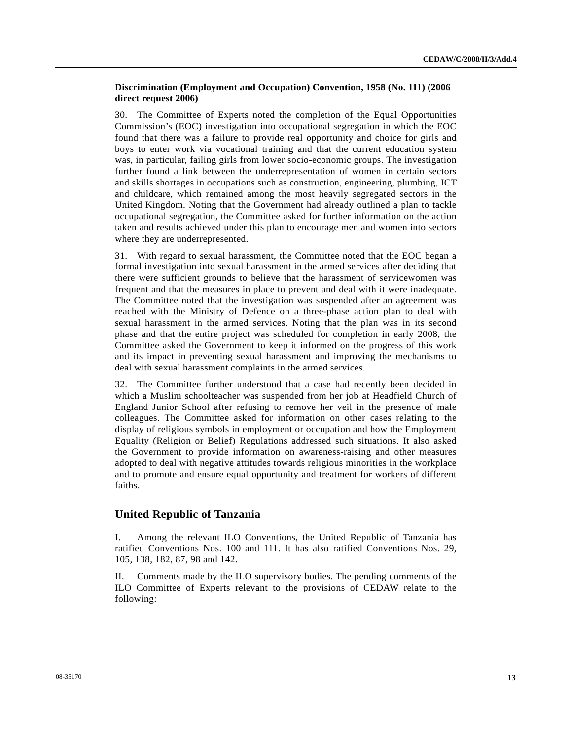**Discrimination (Employment and Occupation) Convention, 1958 (No. 111) (2006 direct request 2006)**

30. The Committee of Experts noted the completion of the Equal Opportunities Commission's (EOC) investigation into occupational segregation in which the EOC found that there was a failure to provide real opportunity and choice for girls and boys to enter work via vocational training and that the current education system was, in particular, failing girls from lower socio-economic groups. The investigation further found a link between the underrepresentation of women in certain sectors and skills shortages in occupations such as construction, engineering, plumbing, ICT and childcare, which remained among the most heavily segregated sectors in the United Kingdom. Noting that the Government had already outlined a plan to tackle occupational segregation, the Committee asked for further information on the action taken and results achieved under this plan to encourage men and women into sectors where they are underrepresented.

31. With regard to sexual harassment, the Committee noted that the EOC began a formal investigation into sexual harassment in the armed services after deciding that there were sufficient grounds to believe that the harassment of servicewomen was frequent and that the measures in place to prevent and deal with it were inadequate. The Committee noted that the investigation was suspended after an agreement was reached with the Ministry of Defence on a three-phase action plan to deal with sexual harassment in the armed services. Noting that the plan was in its second phase and that the entire project was scheduled for completion in early 2008, the Committee asked the Government to keep it informed on the progress of this work and its impact in preventing sexual harassment and improving the mechanisms to deal with sexual harassment complaints in the armed services.

32. The Committee further understood that a case had recently been decided in which a Muslim schoolteacher was suspended from her job at Headfield Church of England Junior School after refusing to remove her veil in the presence of male colleagues. The Committee asked for information on other cases relating to the display of religious symbols in employment or occupation and how the Employment Equality (Religion or Belief) Regulations addressed such situations. It also asked the Government to provide information on awareness-raising and other measures adopted to deal with negative attitudes towards religious minorities in the workplace and to promote and ensure equal opportunity and treatment for workers of different faiths.

## United Republic of Tanzania

I. Among the relevant ILO Conventions, the United Republic of Tanzania has ratified Conventions Nos. 100 and 111. It has also ratified Conventions Nos. 29, 105, 138, 182, 87, 98 and 142.

II. Comments made by the ILO supervisory bodies. The pending comments of the ILO Committee of Experts relevant to the provisions of CEDAW relate to the following: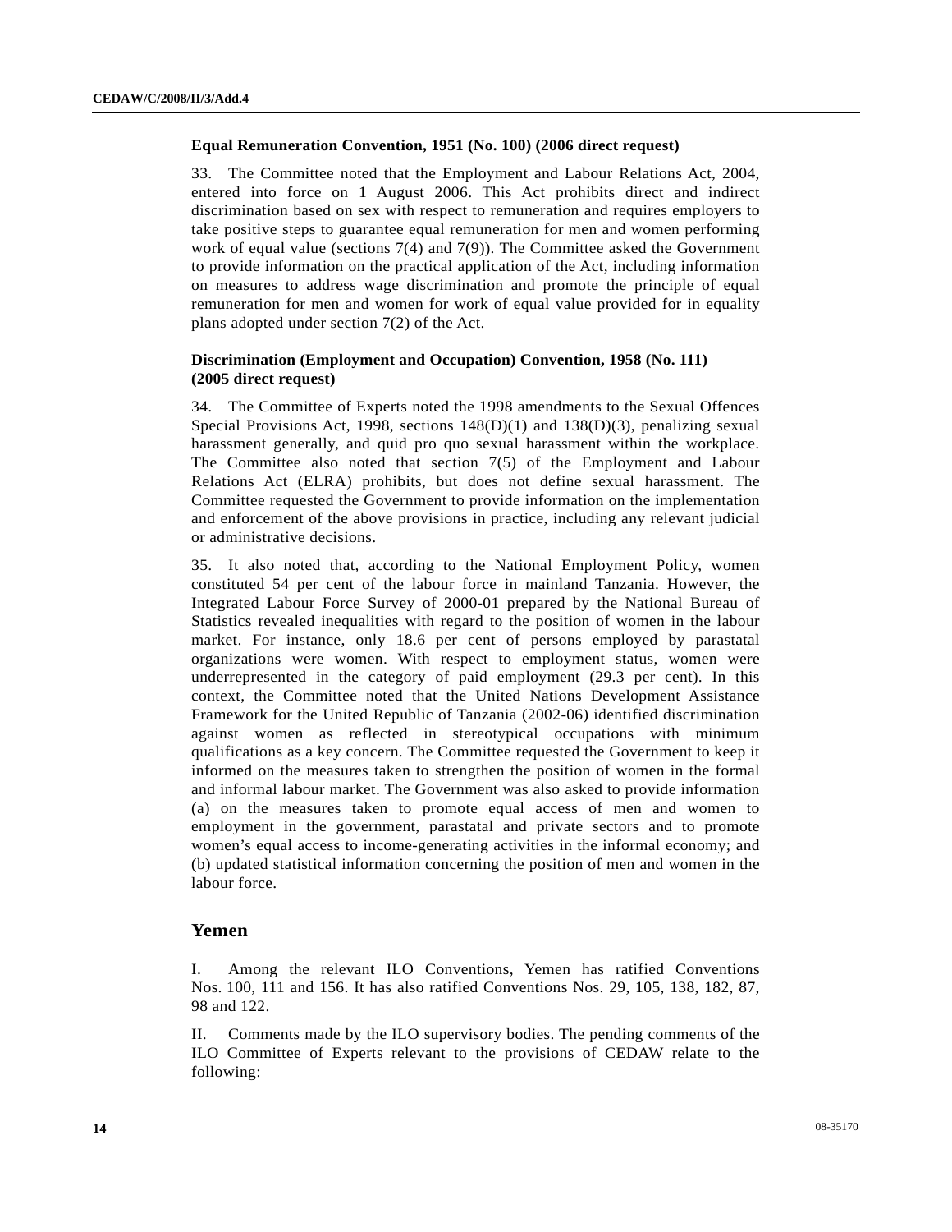#### Equal Remuneration Convention, 1951 (No. 100) (2006 direct request)

33. The Committee noted that the Employment and Labour Relations Act, 2004, entered into force on 1 August 2006. This Act prohibits direct and indirect discrimination based on sex with respect to remuneration and requires employers to take positive steps to guarantee equal remuneration for men and women performing work of equal value (sections 7(4) and 7(9)). The Committee asked the Government to provide information on the practical application of the Act, including information on measures to address wage discrimination and promote the principle of equal remuneration for men and women for work of equal value provided for in equality plans adopted under section 7(2) of the Act.

#### Discrimination (Employment and Occupation) Convention, 1958 (No. 111) (2005 direct request)

34. The Committee of Experts noted the 1998 amendments to the Sexual Offences Special Provisions Act, 1998, sections 148(D)(1) and 138(D)(3), penalizing sexual harassment generally, and quid pro quo sexual harassment within the workplace. The Committee also noted that section 7(5) of the Employment and Labour Relations Act (ELRA) prohibits, but does not define sexual harassment. The Committee requested the Government to provide information on the implementation and enforcement of the above provisions in practice, including any relevant judicial or administrative decisions.

35. It also noted that, according to the National Employment Policy, women constituted 54 per cent of the labour force in mainland Tanzania. However, the Integrated Labour Force Survey of 2000-01 prepared by the National Bureau of Statistics revealed inequalities with regard to the position of women in the labour market. For instance, only 18.6 per cent of persons employed by parastatal organizations were women. With respect to employment status, women were underrepresented in the category of paid employment (29.3 per cent). In this context, the Committee noted that the United Nations Development Assistance Framework for the United Republic of Tanzania (2002-06) identified discrimination against women as reflected in stereotypical occupations with minimum qualifications as a key concern. The Committee requested the Government to keep it informed on the measures taken to strengthen the position of women in the formal and informal labour market. The Government was also asked to provide information (a) on the measures taken to promote equal access of men and women to employment in the government, parastatal and private sectors and to promote women's equal access to income-generating activities in the informal economy; and (b) updated statistical information concerning the position of men and women in the labour force.

## Yemen

I. Among the relevant ILO Conventions, Yemen has ratified Conventions Nos. 100, 111 and 156. It has also ratified Conventions Nos. 29, 105, 138, 182, 87, 98 and 122.

II. Comments made by the ILO supervisory bodies. The pending comments of the ILO Committee of Experts relevant to the provisions of CEDAW relate to the following: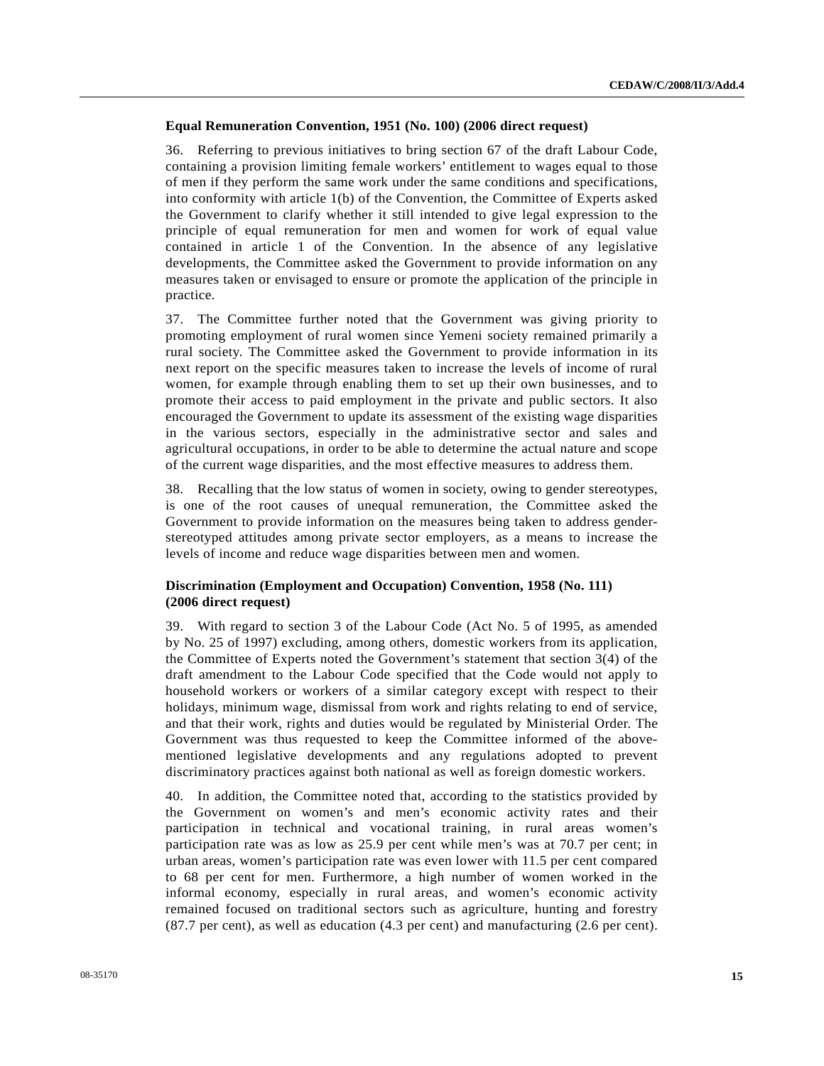**Equal Remuneration Convention, 1951 (No. 100) (2006 direct request)**

36. Referring to previous initiatives to bring section 67 of the draft Labour Code, containing a provision limiting female workers' entitlement to wages equal to those of men if they perform the same work under the same conditions and specifications, into conformity with article 1(b) of the Convention, the Committee of Experts asked the Government to clarify whether it still intended to give legal expression to the principle of equal remuneration for men and women for work of equal value contained in article 1 of the Convention. In the absence of any legislative developments, the Committee asked the Government to provide information on any measures taken or envisaged to ensure or promote the application of the principle in practice.

37. The Committee further noted that the Government was giving priority to promoting employment of rural women since Yemeni society remained primarily a rural society. The Committee asked the Government to provide information in its next report on the specific measures taken to increase the levels of income of rural women, for example through enabling them to set up their own businesses, and to promote their access to paid employment in the private and public sectors. It also encouraged the Government to update its assessment of the existing wage disparities in the various sectors, especially in the administrative sector and sales and agricultural occupations, in order to be able to determine the actual nature and scope of the current wage disparities, and the most effective measures to address them.

38. Recalling that the low status of women in society, owing to gender stereotypes, is one of the root causes of unequal remuneration, the Committee asked the Government to provide information on the measures being taken to address gender-stereotyped attitudes among private sector employers, as a means to increase the levels of income and reduce wage disparities between men and women.

**Discrimination (Employment and Occupation) Convention, 1958 (No. 111) (2006 direct request)**

39. With regard to section 3 of the Labour Code (Act No. 5 of 1995, as amended by No. 25 of 1997) excluding, among others, domestic workers from its application, the Committee of Experts noted the Government's statement that section 3(4) of the draft amendment to the Labour Code specified that the Code would not apply to household workers or workers of a similar category except with respect to their holidays, minimum wage, dismissal from work and rights relating to end of service, and that their work, rights and duties would be regulated by Ministerial Order. The Government was thus requested to keep the Committee informed of the above-mentioned legislative developments and any regulations adopted to prevent discriminatory practices against both national as well as foreign domestic workers.

40. In addition, the Committee noted that, according to the statistics provided by the Government on women's and men's economic activity rates and their participation in technical and vocational training, in rural areas women's participation rate was as low as 25.9 per cent while men's was at 70.7 per cent; in urban areas, women's participation rate was even lower with 11.5 per cent compared to 68 per cent for men. Furthermore, a high number of women worked in the informal economy, especially in rural areas, and women's economic activity remained focused on traditional sectors such as agriculture, hunting and forestry (87.7 per cent), as well as education (4.3 per cent) and manufacturing (2.6 per cent).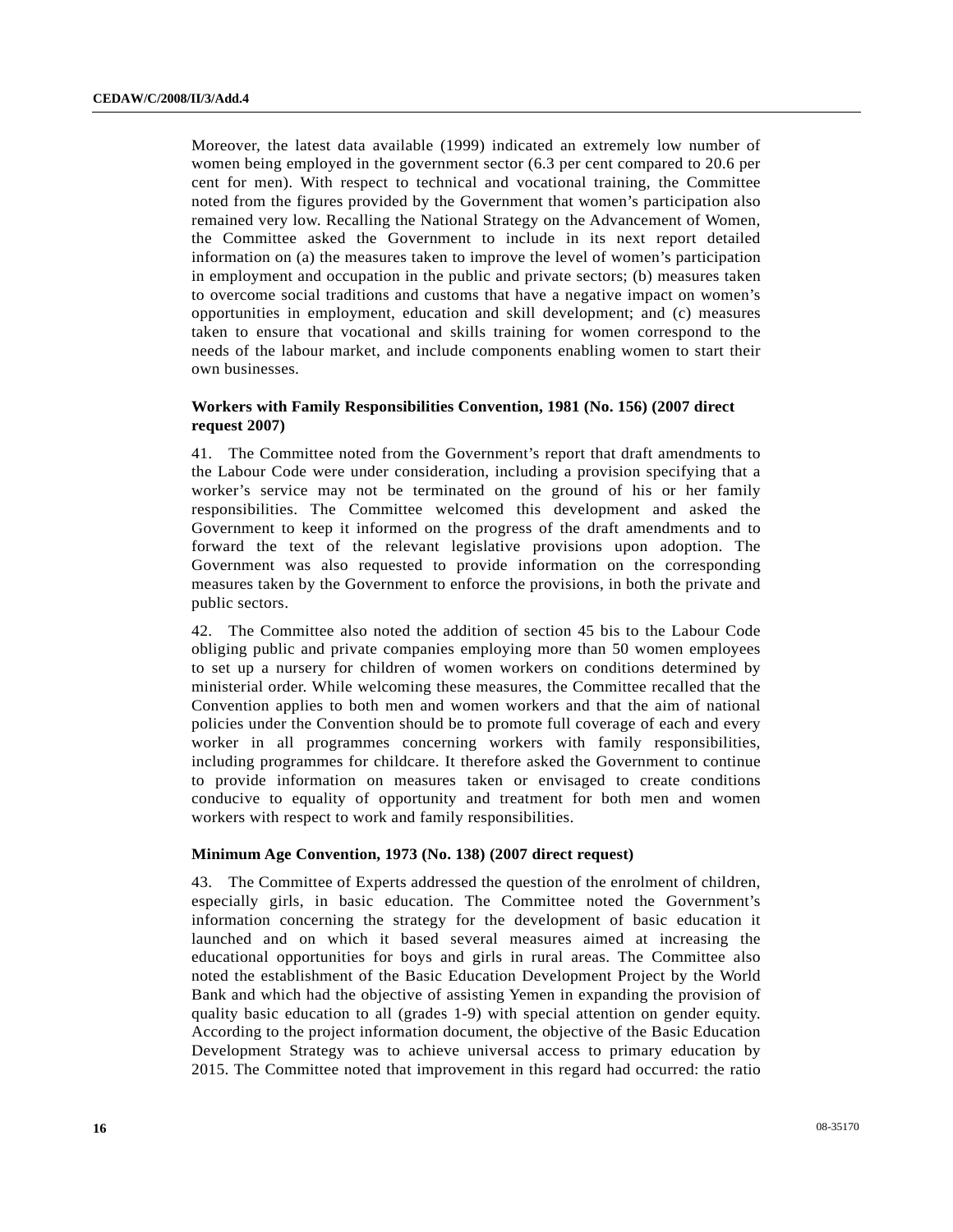Moreover, the latest data available (1999) indicated an extremely low number of women being employed in the government sector (6.3 per cent compared to 20.6 per cent for men). With respect to technical and vocational training, the Committee noted from the figures provided by the Government that women's participation also remained very low. Recalling the National Strategy on the Advancement of Women, the Committee asked the Government to include in its next report detailed information on (a) the measures taken to improve the level of women's participation in employment and occupation in the public and private sectors; (b) measures taken to overcome social traditions and customs that have a negative impact on women's opportunities in employment, education and skill development; and (c) measures taken to ensure that vocational and skills training for women correspond to the needs of the labour market, and include components enabling women to start their own businesses.

**Workers with Family Responsibilities Convention, 1981 (No. 156) (2007 direct request 2007)**

41. The Committee noted from the Government's report that draft amendments to the Labour Code were under consideration, including a provision specifying that a worker's service may not be terminated on the ground of his or her family responsibilities. The Committee welcomed this development and asked the Government to keep it informed on the progress of the draft amendments and to forward the text of the relevant legislative provisions upon adoption. The Government was also requested to provide information on the corresponding measures taken by the Government to enforce the provisions, in both the private and public sectors.

42. The Committee also noted the addition of section 45 bis to the Labour Code obliging public and private companies employing more than 50 women employees to set up a nursery for children of women workers on conditions determined by ministerial order. While welcoming these measures, the Committee recalled that the Convention applies to both men and women workers and that the aim of national policies under the Convention should be to promote full coverage of each and every worker in all programmes concerning workers with family responsibilities, including programmes for childcare. It therefore asked the Government to continue to provide information on measures taken or envisaged to create conditions conducive to equality of opportunity and treatment for both men and women workers with respect to work and family responsibilities.

**Minimum Age Convention, 1973 (No. 138) (2007 direct request)**

43. The Committee of Experts addressed the question of the enrolment of children, especially girls, in basic education. The Committee noted the Government's information concerning the strategy for the development of basic education it launched and on which it based several measures aimed at increasing the educational opportunities for boys and girls in rural areas. The Committee also noted the establishment of the Basic Education Development Project by the World Bank and which had the objective of assisting Yemen in expanding the provision of quality basic education to all (grades 1-9) with special attention on gender equity. According to the project information document, the objective of the Basic Education Development Strategy was to achieve universal access to primary education by 2015. The Committee noted that improvement in this regard had occurred: the ratio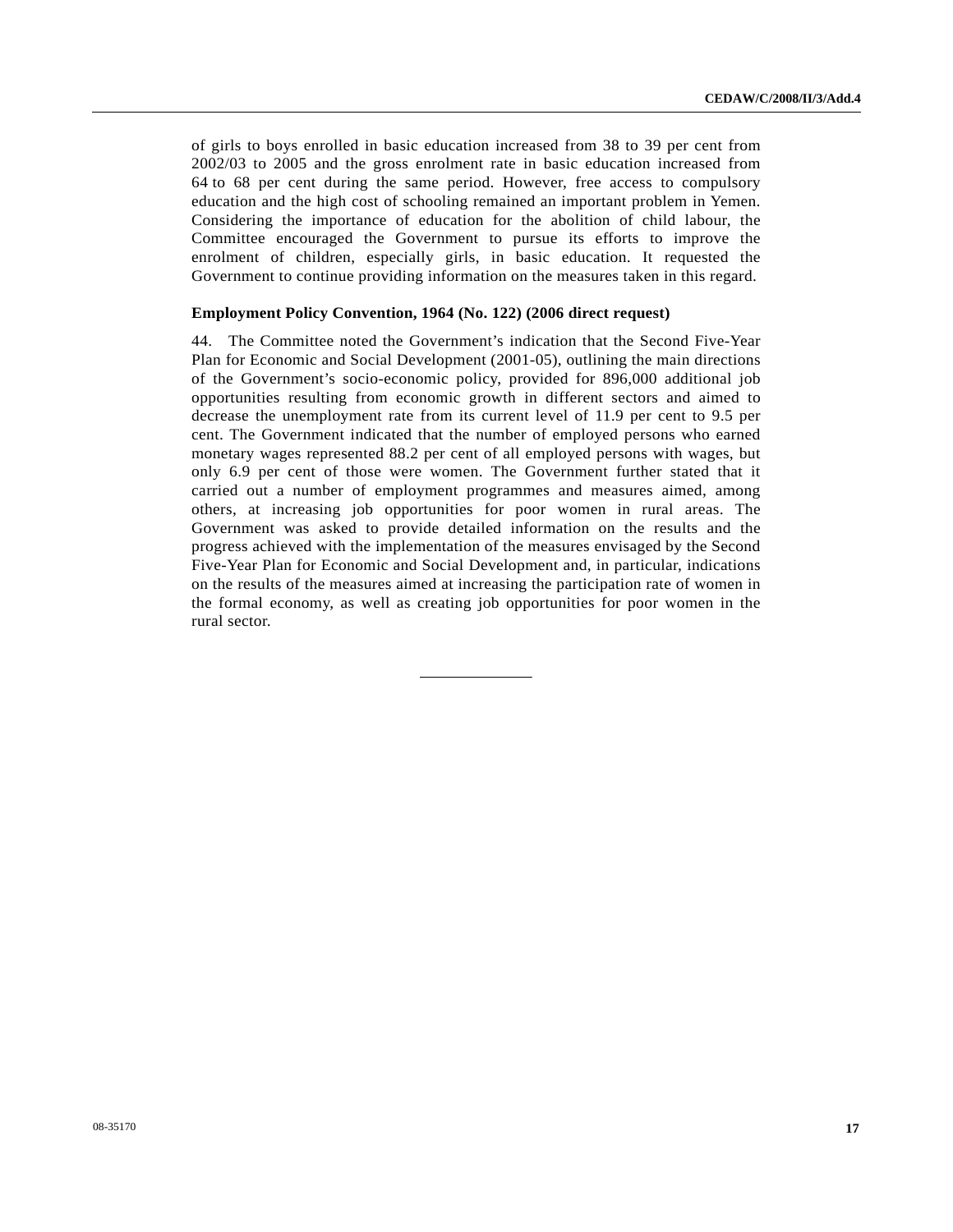of girls to boys enrolled in basic education increased from 38 to 39 per cent from 2002/03 to 2005 and the gross enrolment rate in basic education increased from 64 to 68 per cent during the same period. However, free access to compulsory education and the high cost of schooling remained an important problem in Yemen. Considering the importance of education for the abolition of child labour, the Committee encouraged the Government to pursue its efforts to improve the enrolment of children, especially girls, in basic education. It requested the Government to continue providing information on the measures taken in this regard.

**Employment Policy Convention, 1964 (No. 122) (2006 direct request)**

44. The Committee noted the Government's indication that the Second Five-Year Plan for Economic and Social Development (2001-05), outlining the main directions of the Government's socio-economic policy, provided for 896,000 additional job opportunities resulting from economic growth in different sectors and aimed to decrease the unemployment rate from its current level of 11.9 per cent to 9.5 per cent. The Government indicated that the number of employed persons who earned monetary wages represented 88.2 per cent of all employed persons with wages, but only 6.9 per cent of those were women. The Government further stated that it carried out a number of employment programmes and measures aimed, among others, at increasing job opportunities for poor women in rural areas. The Government was asked to provide detailed information on the results and the progress achieved with the implementation of the measures envisaged by the Second Five-Year Plan for Economic and Social Development and, in particular, indications on the results of the measures aimed at increasing the participation rate of women in the formal economy, as well as creating job opportunities for poor women in the rural sector.